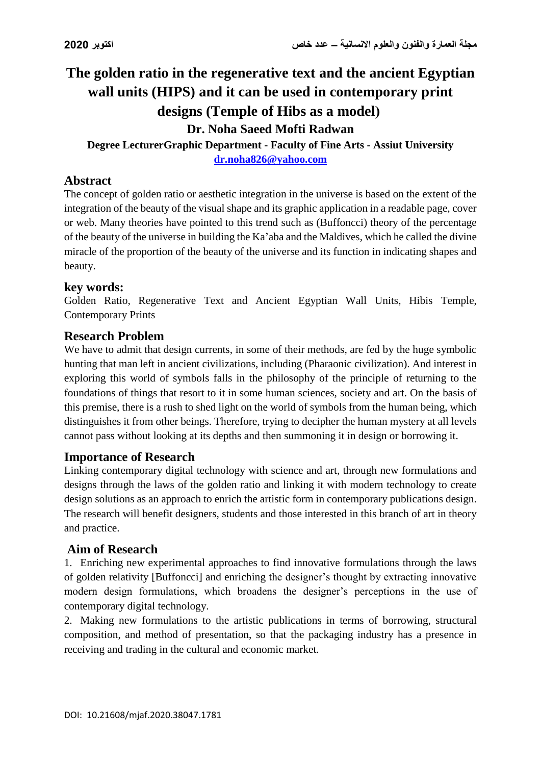# The golden ratio in the regenerative text and the ancient Egyptian wall units (HIPS) and it can be used in contemporary print designs (Temple of Hibs as a model)

**Dr. Noha Saeed Mofti Radwan**

**Degree LecturerGraphic Department - Faculty of Fine Arts - Assiut University**

**dr.noha826@yahoo.com**

## Abstract

The concept of golden ratio or aesthetic integration in the universe is based on the extent of the integration of the beauty of the visual shape and its graphic application in a readable page, cover or web. Many theories have pointed to this trend such as (Buffoncci) theory of the percentage of the beauty of the universe in building the Ka'aba and the Maldives, which he called the divine miracle of the proportion of the beauty of the universe and its function in indicating shapes and beauty.

## key words:

Golden Ratio, Regenerative Text and Ancient Egyptian Wall Units, Hibis Temple, Contemporary Prints

## Research Problem

We have to admit that design currents, in some of their methods, are fed by the huge symbolic hunting that man left in ancient civilizations, including (Pharaonic civilization). And interest in exploring this world of symbols falls in the philosophy of the principle of returning to the foundations of things that resort to it in some human sciences, society and art. On the basis of this premise, there is a rush to shed light on the world of symbols from the human being, which distinguishes it from other beings. Therefore, trying to decipher the human mystery at all levels cannot pass without looking at its depths and then summoning it in design or borrowing it.

## Importance of Research

Linking contemporary digital technology with science and art, through new formulations and designs through the laws of the golden ratio and linking it with modern technology to create design solutions as an approach to enrich the artistic form in contemporary publications design. The research will benefit designers, students and those interested in this branch of art in theory and practice.

## Aim of Research

1. Enriching new experimental approaches to find innovative formulations through the laws of golden relativity [Buffoncci] and enriching the designer's thought by extracting innovative modern design formulations, which broadens the designer's perceptions in the use of contemporary digital technology.
2. Making new formulations to the artistic publications in terms of borrowing, structural composition, and method of presentation, so that the packaging industry has a presence in receiving and trading in the cultural and economic market.

DOI: 10.21608/mjaf.2020.38047.1781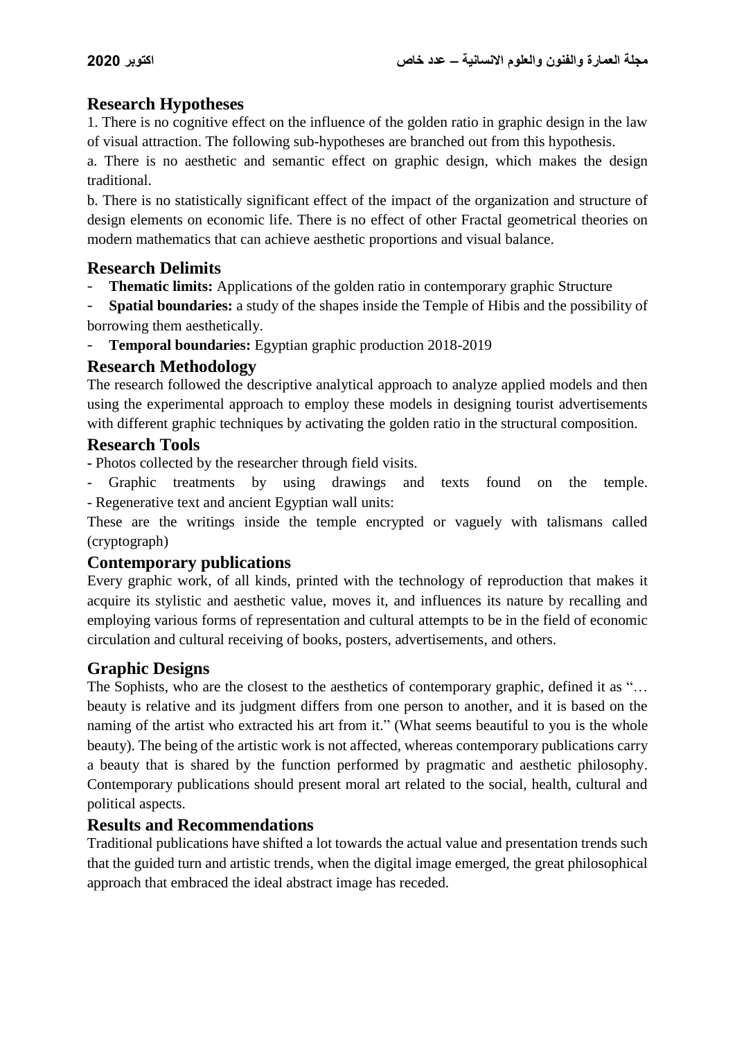## Research Hypotheses

1. There is no cognitive effect on the influence of the golden ratio in graphic design in the law of visual attraction. The following sub-hypotheses are branched out from this hypothesis.

a. There is no aesthetic and semantic effect on graphic design, which makes the design traditional.

b. There is no statistically significant effect of the impact of the organization and structure of design elements on economic life. There is no effect of other Fractal geometrical theories on modern mathematics that can achieve aesthetic proportions and visual balance.

## Research Delimits

- **Thematic limits:** Applications of the golden ratio in contemporary graphic Structure
- **Spatial boundaries:** a study of the shapes inside the Temple of Hibis and the possibility of borrowing them aesthetically.
- **Temporal boundaries:** Egyptian graphic production 2018-2019

## Research Methodology

The research followed the descriptive analytical approach to analyze applied models and then using the experimental approach to employ these models in designing tourist advertisements with different graphic techniques by activating the golden ratio in the structural composition.

## Research Tools

- Photos collected by the researcher through field visits.
- Graphic treatments by using drawings and texts found on the temple.
- Regenerative text and ancient Egyptian wall units:

These are the writings inside the temple encrypted or vaguely with talismans called (cryptograph)

## Contemporary publications

Every graphic work, of all kinds, printed with the technology of reproduction that makes it acquire its stylistic and aesthetic value, moves it, and influences its nature by recalling and employing various forms of representation and cultural attempts to be in the field of economic circulation and cultural receiving of books, posters, advertisements, and others.

## Graphic Designs

The Sophists, who are the closest to the aesthetics of contemporary graphic, defined it as "… beauty is relative and its judgment differs from one person to another, and it is based on the naming of the artist who extracted his art from it." (What seems beautiful to you is the whole beauty). The being of the artistic work is not affected, whereas contemporary publications carry a beauty that is shared by the function performed by pragmatic and aesthetic philosophy. Contemporary publications should present moral art related to the social, health, cultural and political aspects.

## Results and Recommendations

Traditional publications have shifted a lot towards the actual value and presentation trends such that the guided turn and artistic trends, when the digital image emerged, the great philosophical approach that embraced the ideal abstract image has receded.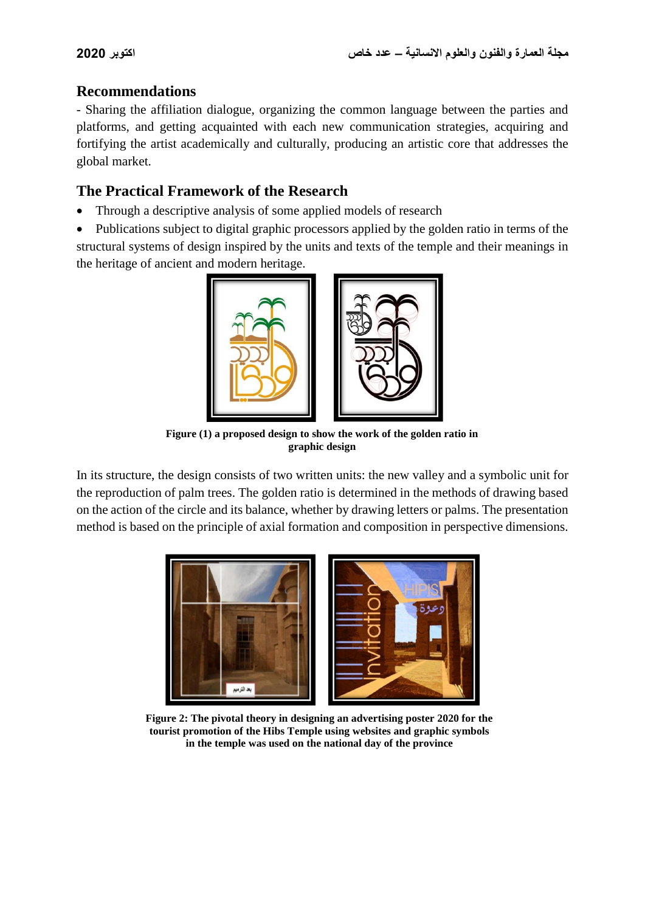## Recommendations

- Sharing the affiliation dialogue, organizing the common language between the parties and platforms, and getting acquainted with each new communication strategies, acquiring and fortifying the artist academically and culturally, producing an artistic core that addresses the global market.

## The Practical Framework of the Research

- Through a descriptive analysis of some applied models of research
- Publications subject to digital graphic processors applied by the golden ratio in terms of the structural systems of design inspired by the units and texts of the temple and their meanings in the heritage of ancient and modern heritage.

**Figure (1) a proposed design to show the work of the golden ratio in graphic design**

In its structure, the design consists of two written units: the new valley and a symbolic unit for the reproduction of palm trees. The golden ratio is determined in the methods of drawing based on the action of the circle and its balance, whether by drawing letters or palms. The presentation method is based on the principle of axial formation and composition in perspective dimensions.

**Figure 2: The pivotal theory in designing an advertising poster 2020 for the tourist promotion of the Hibs Temple using websites and graphic symbols in the temple was used on the national day of the province**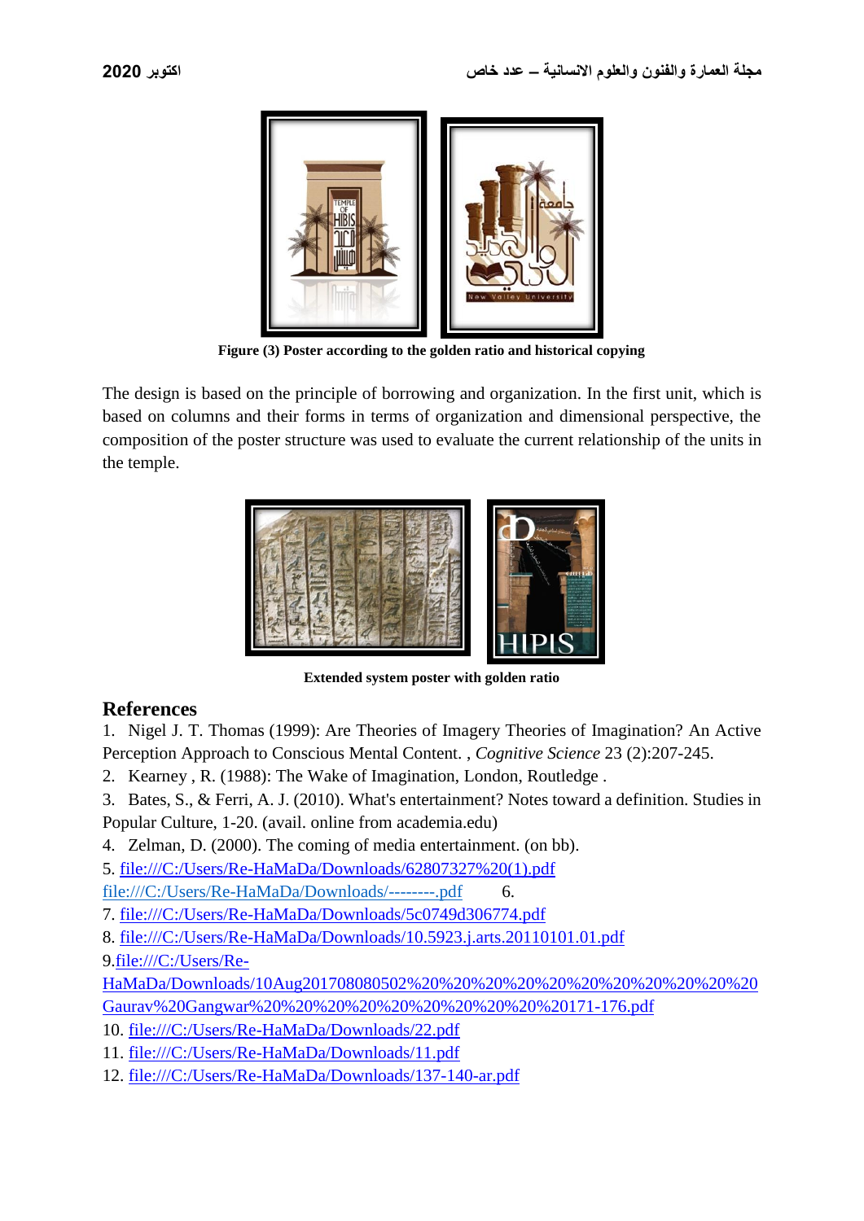**Figure (3) Poster according to the golden ratio and historical copying**

The design is based on the principle of borrowing and organization. In the first unit, which is based on columns and their forms in terms of organization and dimensional perspective, the composition of the poster structure was used to evaluate the current relationship of the units in the temple.

**Extended system poster with golden ratio**

## References

1. Nigel J. T. Thomas (1999): Are Theories of Imagery Theories of Imagination? An Active Perception Approach to Conscious Mental Content. , *Cognitive Science* 23 (2):207-245.
2. Kearney , R. (1988): The Wake of Imagination, London, Routledge .
3. Bates, S., & Ferri, A. J. (2010). What's entertainment? Notes toward a definition. Studies in Popular Culture, 1-20. (avail. online from academia.edu)
4. Zelman, D. (2000). The coming of media entertainment. (on bb).
5. file:///C:/Users/Re-HaMaDa/Downloads/62807327%20(1).pdf
6. file:///C:/Users/Re-HaMaDa/Downloads/--------.pdf
7. file:///C:/Users/Re-HaMaDa/Downloads/5c0749d306774.pdf
8. file:///C:/Users/Re-HaMaDa/Downloads/10.5923.j.arts.20110101.01.pdf
9. file:///C:/Users/Re-HaMaDa/Downloads/10Aug201708080502%20%20%20%20%20%20%20%20%20%20Gaurav%20Gangwar%20%20%20%20%20%20%20%20%20%20171-176.pdf
10. file:///C:/Users/Re-HaMaDa/Downloads/22.pdf
11. file:///C:/Users/Re-HaMaDa/Downloads/11.pdf
12. file:///C:/Users/Re-HaMaDa/Downloads/137-140-ar.pdf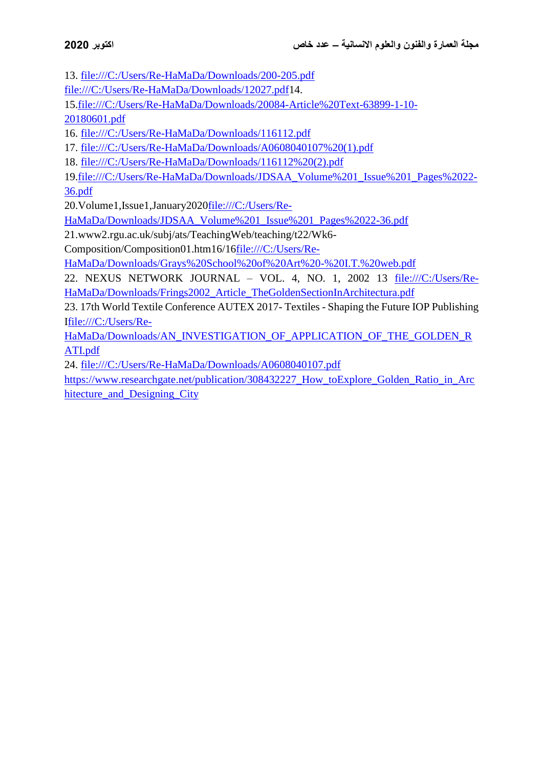13. file:///C:/Users/Re-HaMaDa/Downloads/200-205.pdf

file:///C:/Users/Re-HaMaDa/Downloads/12027.pdf14.

15.file:///C:/Users/Re-HaMaDa/Downloads/20084-Article%20Text-63899-1-10-20180601.pdf

16. file:///C:/Users/Re-HaMaDa/Downloads/116112.pdf

17. file:///C:/Users/Re-HaMaDa/Downloads/A0608040107%20(1).pdf

18. file:///C:/Users/Re-HaMaDa/Downloads/116112%20(2).pdf

19.file:///C:/Users/Re-HaMaDa/Downloads/JDSAA_Volume%201_Issue%201_Pages%2022-36.pdf

20.Volume1,Issue1,January2020file:///C:/Users/Re-HaMaDa/Downloads/JDSAA_Volume%201_Issue%201_Pages%2022-36.pdf

21.www2.rgu.ac.uk/subj/ats/TeachingWeb/teaching/t22/Wk6-Composition/Composition01.htm16/16file:///C:/Users/Re-HaMaDa/Downloads/Grays%20School%20of%20Art%20-%20I.T.%20web.pdf

22. NEXUS NETWORK JOURNAL – VOL. 4, NO. 1, 2002 13 file:///C:/Users/Re-HaMaDa/Downloads/Frings2002_Article_TheGoldenSectionInArchitectura.pdf

23. 17th World Textile Conference AUTEX 2017- Textiles - Shaping the Future IOP Publishing Ifile:///C:/Users/Re-HaMaDa/Downloads/AN_INVESTIGATION_OF_APPLICATION_OF_THE_GOLDEN_RATI.pdf

24. file:///C:/Users/Re-HaMaDa/Downloads/A0608040107.pdf

https://www.researchgate.net/publication/308432227_How_toExplore_Golden_Ratio_in_Architecture_and_Designing_City